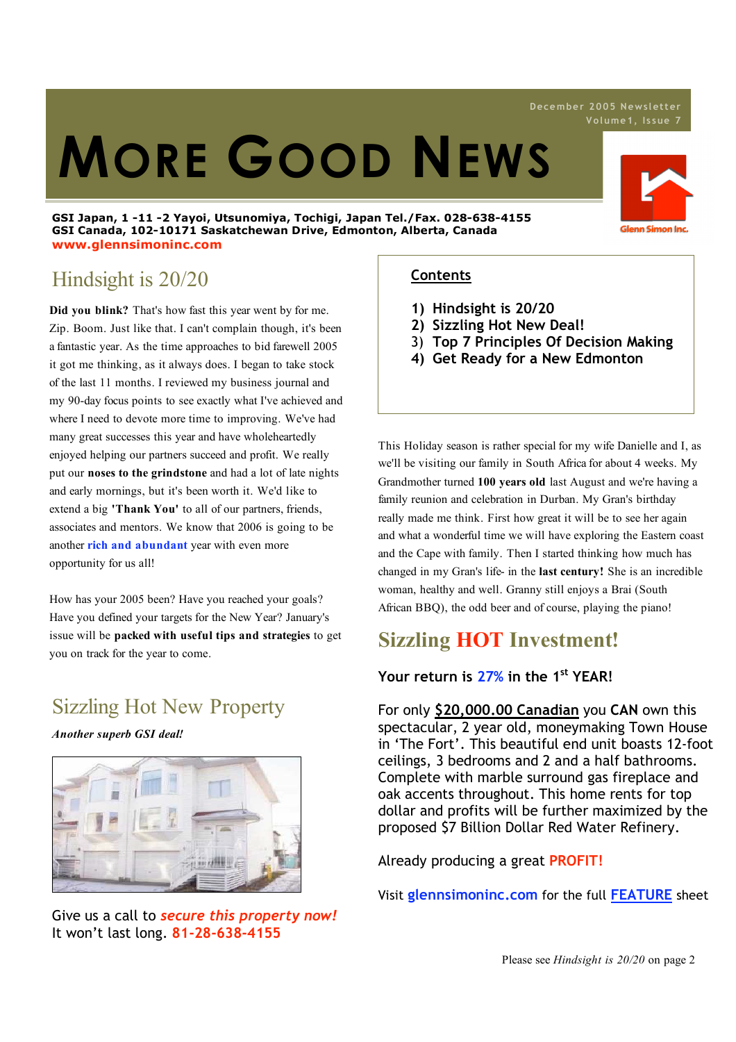December 2005 Newsletter
Volume1, Issue 7

# More Good News

**GSI Japan, 1 -11 -2 Yayoi, Utsunomiya, Tochigi, Japan Tel./Fax. 028-638-4155**
**GSI Canada, 102-10171 Saskatchewan Drive, Edmonton, Alberta, Canada**
**www.glennsimoninc.com**

Glenn Simon Inc.

## Hindsight is 20/20

**Did you blink?** That's how fast this year went by for me. Zip. Boom. Just like that. I can't complain though, it's been a fantastic year. As the time approaches to bid farewell 2005 it got me thinking, as it always does. I began to take stock of the last 11 months. I reviewed my business journal and my 90-day focus points to see exactly what I've achieved and where I need to devote more time to improving. We've had many great successes this year and have wholeheartedly enjoyed helping our partners succeed and profit. We really put our **noses to the grindstone** and had a lot of late nights and early mornings, but it's been worth it. We'd like to extend a big **'Thank You'** to all of our partners, friends, associates and mentors. We know that 2006 is going to be another **rich and abundant** year with even more opportunity for us all!

How has your 2005 been? Have you reached your goals? Have you defined your targets for the New Year? January's issue will be **packed with useful tips and strategies** to get you on track for the year to come.

## Sizzling Hot New Property

***Another superb GSI deal!***

Give us a call to ***secure this property now!***
It won't last long. **81-28-638-4155**

**Contents**

1) Hindsight is 20/20
2) Sizzling Hot New Deal!
3) Top 7 Principles Of Decision Making
4) Get Ready for a New Edmonton

This Holiday season is rather special for my wife Danielle and I, as we'll be visiting our family in South Africa for about 4 weeks. My Grandmother turned **100 years old** last August and we're having a family reunion and celebration in Durban. My Gran's birthday really made me think. First how great it will be to see her again and what a wonderful time we will have exploring the Eastern coast and the Cape with family. Then I started thinking how much has changed in my Gran's life- in the **last century!** She is an incredible woman, healthy and well. Granny still enjoys a Brai (South African BBQ), the odd beer and of course, playing the piano!

## Sizzling HOT Investment!

**Your return is 27% in the 1st YEAR!**

For only **$20,000.00 Canadian** you **CAN** own this spectacular, 2 year old, moneymaking Town House in 'The Fort'. This beautiful end unit boasts 12-foot ceilings, 3 bedrooms and 2 and a half bathrooms. Complete with marble surround gas fireplace and oak accents throughout. This home rents for top dollar and profits will be further maximized by the proposed $7 Billion Dollar Red Water Refinery.

Already producing a great **PROFIT!**

Visit **glennsimoninc.com** for the full **FEATURE** sheet

Please see *Hindsight is 20/20* on page 2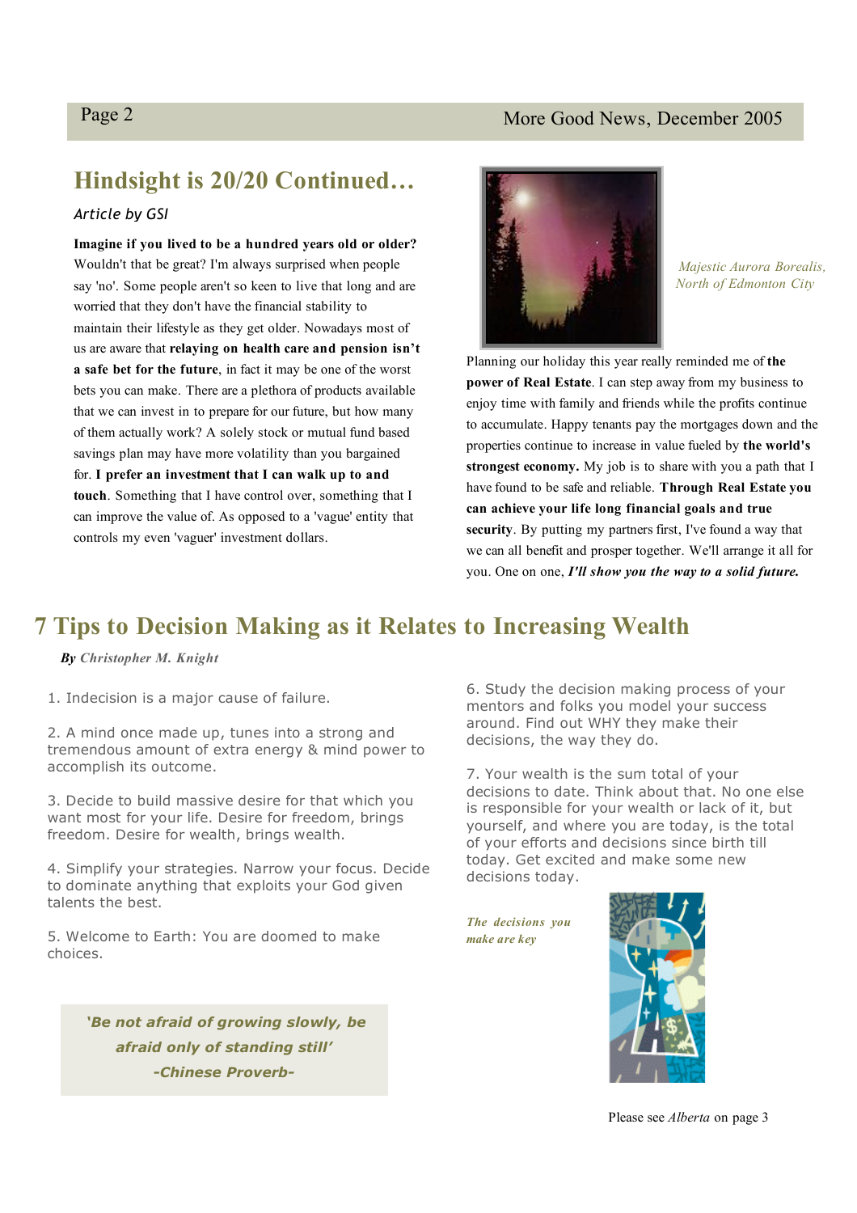## Hindsight is 20/20 Continued…

*Article by GSI*

**Imagine if you lived to be a hundred years old or older?** Wouldn't that be great? I'm always surprised when people say 'no'. Some people aren't so keen to live that long and are worried that they don't have the financial stability to maintain their lifestyle as they get older. Nowadays most of us are aware that **relaying on health care and pension isn't a safe bet for the future**, in fact it may be one of the worst bets you can make. There are a plethora of products available that we can invest in to prepare for our future, but how many of them actually work? A solely stock or mutual fund based savings plan may have more volatility than you bargained for. **I prefer an investment that I can walk up to and touch**. Something that I have control over, something that I can improve the value of. As opposed to a 'vague' entity that controls my even 'vaguer' investment dollars.

*Majestic Aurora Borealis, North of Edmonton City*

Planning our holiday this year really reminded me of **the power of Real Estate**. I can step away from my business to enjoy time with family and friends while the profits continue to accumulate. Happy tenants pay the mortgages down and the properties continue to increase in value fueled by **the world's strongest economy.** My job is to share with you a path that I have found to be safe and reliable. **Through Real Estate you can achieve your life long financial goals and true security**. By putting my partners first, I've found a way that we can all benefit and prosper together. We'll arrange it all for you. One on one, ***I'll show you the way to a solid future.***

## 7 Tips to Decision Making as it Relates to Increasing Wealth

***By** Christopher M. Knight*

1. Indecision is a major cause of failure.

2. A mind once made up, tunes into a strong and tremendous amount of extra energy & mind power to accomplish its outcome.

3. Decide to build massive desire for that which you want most for your life. Desire for freedom, brings freedom. Desire for wealth, brings wealth.

4. Simplify your strategies. Narrow your focus. Decide to dominate anything that exploits your God given talents the best.

5. Welcome to Earth: You are doomed to make choices.

6. Study the decision making process of your mentors and folks you model your success around. Find out WHY they make their decisions, the way they do.

7. Your wealth is the sum total of your decisions to date. Think about that. No one else is responsible for your wealth or lack of it, but yourself, and where you are today, is the total of your efforts and decisions since birth till today. Get excited and make some new decisions today.

> ***'Be not afraid of growing slowly, be afraid only of standing still'***
> ***-Chinese Proverb-***

***The decisions you make are key***

Please see *Alberta* on page 3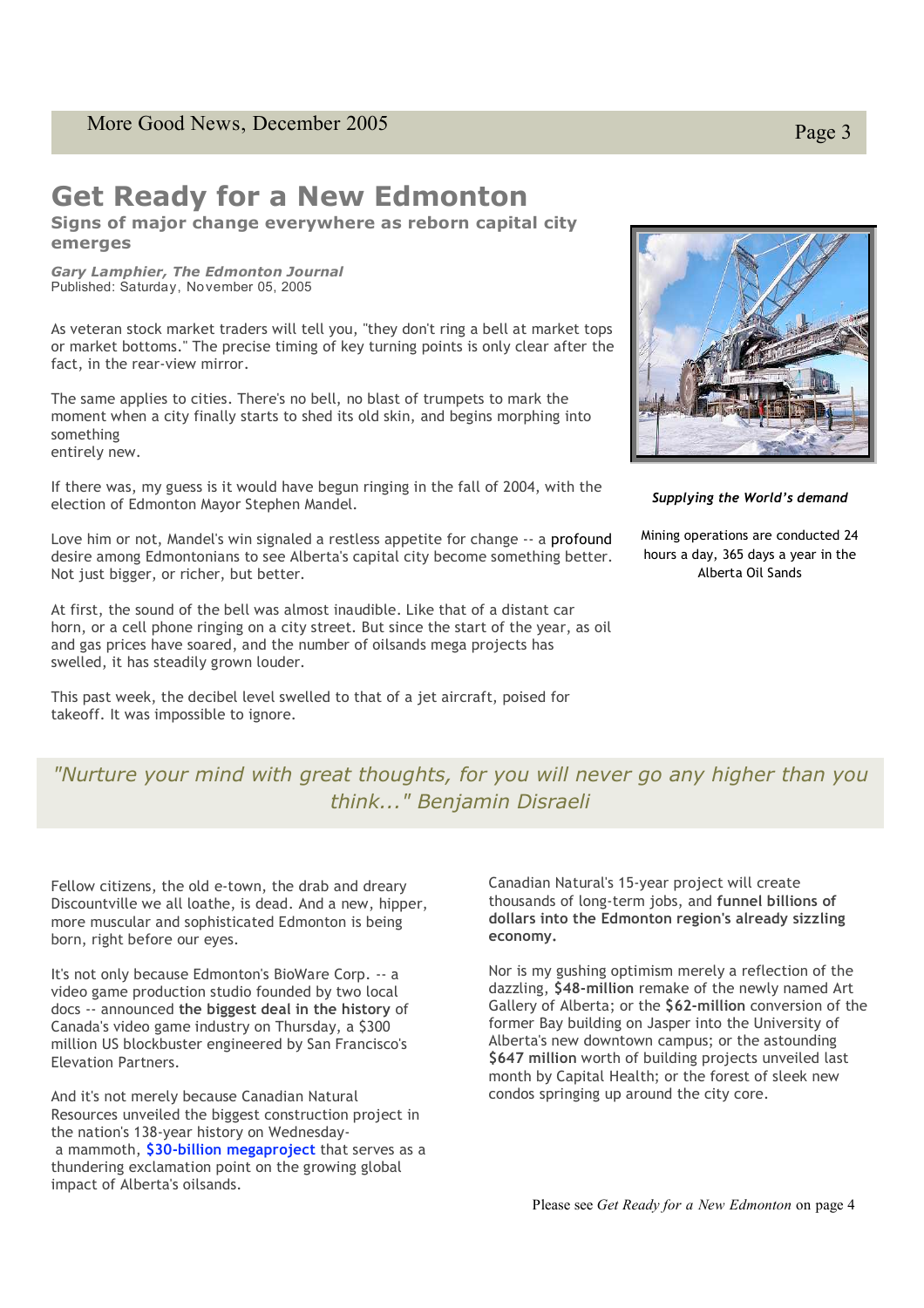# Get Ready for a New Edmonton

**Signs of major change everywhere as reborn capital city emerges**

***Gary Lamphier, The Edmonton Journal***
Published: Saturday, November 05, 2005

As veteran stock market traders will tell you, "they don't ring a bell at market tops or market bottoms." The precise timing of key turning points is only clear after the fact, in the rear-view mirror.

The same applies to cities. There's no bell, no blast of trumpets to mark the moment when a city finally starts to shed its old skin, and begins morphing into something entirely new.

If there was, my guess is it would have begun ringing in the fall of 2004, with the election of Edmonton Mayor Stephen Mandel.

Love him or not, Mandel's win signaled a restless appetite for change -- a profound desire among Edmontonians to see Alberta's capital city become something better. Not just bigger, or richer, but better.

At first, the sound of the bell was almost inaudible. Like that of a distant car horn, or a cell phone ringing on a city street. But since the start of the year, as oil and gas prices have soared, and the number of oilsands mega projects has swelled, it has steadily grown louder.

This past week, the decibel level swelled to that of a jet aircraft, poised for takeoff. It was impossible to ignore.

***Supplying the World's demand***

Mining operations are conducted 24 hours a day, 365 days a year in the Alberta Oil Sands

*"Nurture your mind with great thoughts, for you will never go any higher than you think..." Benjamin Disraeli*

Fellow citizens, the old e-town, the drab and dreary Discountville we all loathe, is dead. And a new, hipper, more muscular and sophisticated Edmonton is being born, right before our eyes.

It's not only because Edmonton's BioWare Corp. -- a video game production studio founded by two local docs -- announced **the biggest deal in the history** of Canada's video game industry on Thursday, a $300 million US blockbuster engineered by San Francisco's Elevation Partners.

And it's not merely because Canadian Natural Resources unveiled the biggest construction project in the nation's 138-year history on Wednesday- a mammoth, **$30-billion megaproject** that serves as a thundering exclamation point on the growing global impact of Alberta's oilsands.

Canadian Natural's 15-year project will create thousands of long-term jobs, and **funnel billions of dollars into the Edmonton region's already sizzling economy.**

Nor is my gushing optimism merely a reflection of the dazzling, **$48-million** remake of the newly named Art Gallery of Alberta; or the **$62-million** conversion of the former Bay building on Jasper into the University of Alberta's new downtown campus; or the astounding **$647 million** worth of building projects unveiled last month by Capital Health; or the forest of sleek new condos springing up around the city core.

Please see *Get Ready for a New Edmonton* on page 4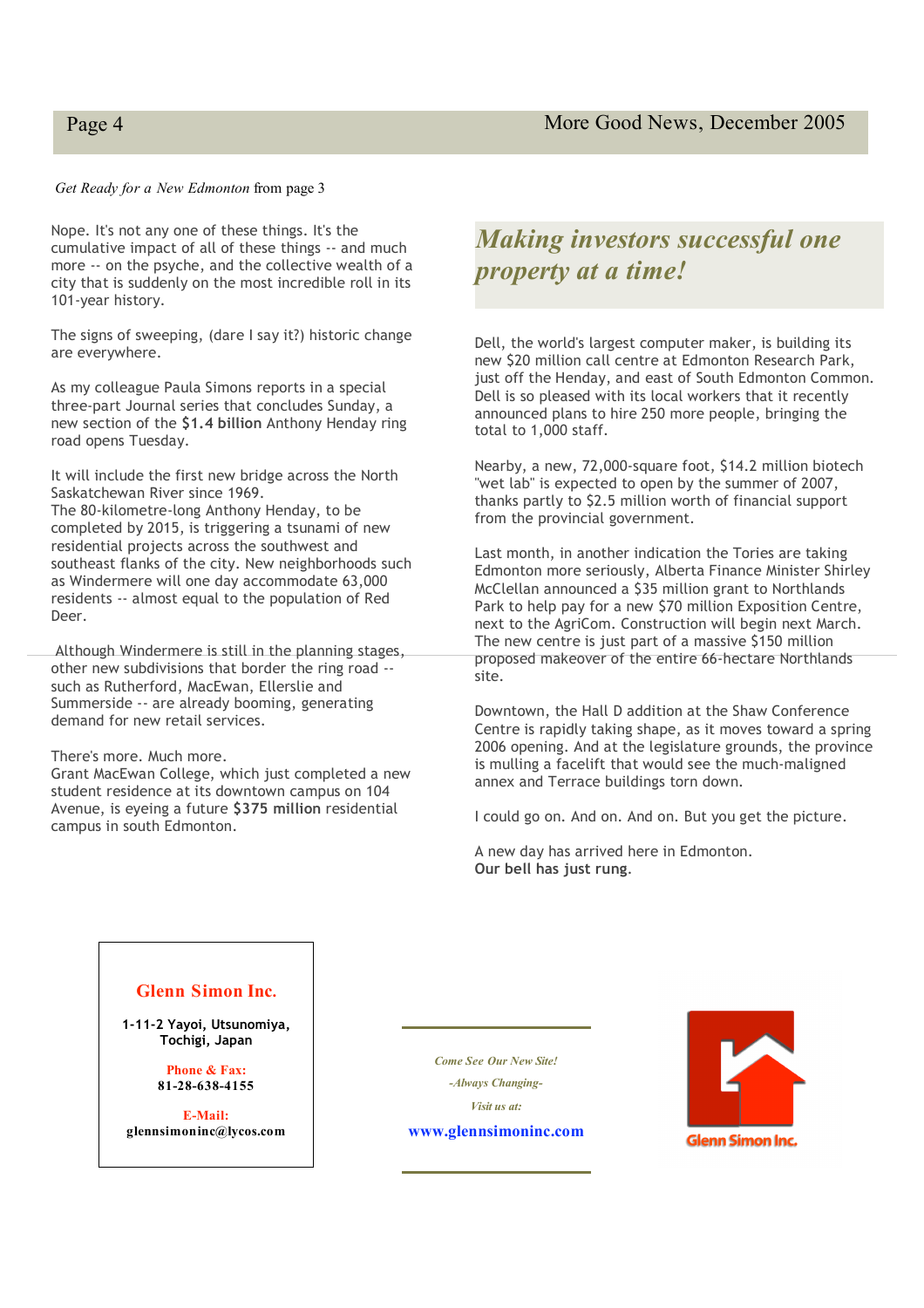*Get Ready for a New Edmonton* from page 3

Nope. It's not any one of these things. It's the cumulative impact of all of these things -- and much more -- on the psyche, and the collective wealth of a city that is suddenly on the most incredible roll in its 101-year history.

The signs of sweeping, (dare I say it?) historic change are everywhere.

As my colleague Paula Simons reports in a special three-part Journal series that concludes Sunday, a new section of the **$1.4 billion** Anthony Henday ring road opens Tuesday.

It will include the first new bridge across the North Saskatchewan River since 1969.
The 80-kilometre-long Anthony Henday, to be completed by 2015, is triggering a tsunami of new residential projects across the southwest and southeast flanks of the city. New neighborhoods such as Windermere will one day accommodate 63,000 residents -- almost equal to the population of Red Deer.

Although Windermere is still in the planning stages, other new subdivisions that border the ring road -- such as Rutherford, MacEwan, Ellerslie and Summerside -- are already booming, generating demand for new retail services.

There's more. Much more.
Grant MacEwan College, which just completed a new student residence at its downtown campus on 104 Avenue, is eyeing a future **$375 million** residential campus in south Edmonton.

## *Making investors successful one property at a time!*

Dell, the world's largest computer maker, is building its new $20 million call centre at Edmonton Research Park, just off the Henday, and east of South Edmonton Common. Dell is so pleased with its local workers that it recently announced plans to hire 250 more people, bringing the total to 1,000 staff.

Nearby, a new, 72,000-square foot, $14.2 million biotech "wet lab" is expected to open by the summer of 2007, thanks partly to $2.5 million worth of financial support from the provincial government.

Last month, in another indication the Tories are taking Edmonton more seriously, Alberta Finance Minister Shirley McClellan announced a $35 million grant to Northlands Park to help pay for a new $70 million Exposition Centre, next to the AgriCom. Construction will begin next March. The new centre is just part of a massive $150 million proposed makeover of the entire 66-hectare Northlands site.

Downtown, the Hall D addition at the Shaw Conference Centre is rapidly taking shape, as it moves toward a spring 2006 opening. And at the legislature grounds, the province is mulling a facelift that would see the much-maligned annex and Terrace buildings torn down.

I could go on. And on. And on. But you get the picture.

A new day has arrived here in Edmonton.
**Our bell has just rung**.

**Glenn Simon Inc.**

**1-11-2 Yayoi, Utsunomiya, Tochigi, Japan**

**Phone & Fax:**
**81-28-638-4155**

**E-Mail:**
**glennsimoninc@lycos.com**

*Come See Our New Site!*

*-Always Changing-*

*Visit us at:*

**www.glennsimoninc.com**

Glenn Simon Inc.